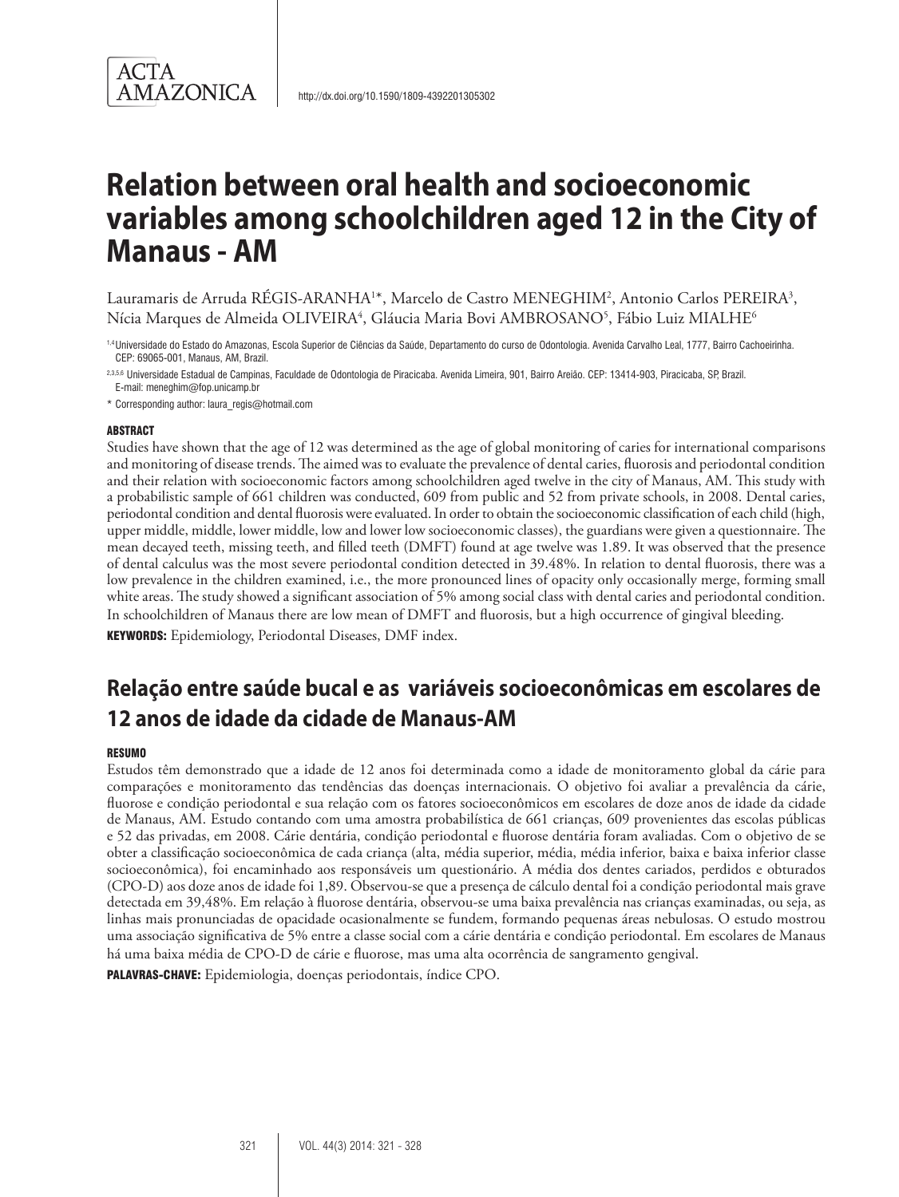ACTA AMAZONICA

http://dx.doi.org/10.1590/1809-4392201305302

# Relation between oral health and socioeconomic variables among schoolchildren aged 12 in the City of Manaus - AM

Lauramaris de Arruda RÉGIS-ARANHA[1]*, Marcelo de Castro MENEGHIM[2], Antonio Carlos PEREIRA[3], Nícia Marques de Almeida OLIVEIRA[4], Gláucia Maria Bovi AMBROSANO[5], Fábio Luiz MIALHE[6]

[1,4]Universidade do Estado do Amazonas, Escola Superior de Ciências da Saúde, Departamento do curso de Odontologia. Avenida Carvalho Leal, 1777, Bairro Cachoeirinha. CEP: 69065-001, Manaus, AM, Brazil.

[2,3,5,6] Universidade Estadual de Campinas, Faculdade de Odontologia de Piracicaba. Avenida Limeira, 901, Bairro Areião. CEP: 13414-903, Piracicaba, SP, Brazil. E-mail: meneghim@fop.unicamp.br

* Corresponding author: laura_regis@hotmail.com

#### ABSTRACT

Studies have shown that the age of 12 was determined as the age of global monitoring of caries for international comparisons and monitoring of disease trends. The aimed was to evaluate the prevalence of dental caries, fluorosis and periodontal condition and their relation with socioeconomic factors among schoolchildren aged twelve in the city of Manaus, AM. This study with a probabilistic sample of 661 children was conducted, 609 from public and 52 from private schools, in 2008. Dental caries, periodontal condition and dental fluorosis were evaluated. In order to obtain the socioeconomic classification of each child (high, upper middle, middle, lower middle, low and lower low socioeconomic classes), the guardians were given a questionnaire. The mean decayed teeth, missing teeth, and filled teeth (DMFT) found at age twelve was 1.89. It was observed that the presence of dental calculus was the most severe periodontal condition detected in 39.48%. In relation to dental fluorosis, there was a low prevalence in the children examined, i.e., the more pronounced lines of opacity only occasionally merge, forming small white areas. The study showed a significant association of 5% among social class with dental caries and periodontal condition. In schoolchildren of Manaus there are low mean of DMFT and fluorosis, but a high occurrence of gingival bleeding.

**KEYWORDS:** Epidemiology, Periodontal Diseases, DMF index.

## Relação entre saúde bucal e as variáveis socioeconômicas em escolares de 12 anos de idade da cidade de Manaus-AM

#### RESUMO

Estudos têm demonstrado que a idade de 12 anos foi determinada como a idade de monitoramento global da cárie para comparações e monitoramento das tendências das doenças internacionais. O objetivo foi avaliar a prevalência da cárie, fluorose e condição periodontal e sua relação com os fatores socioeconômicos em escolares de doze anos de idade da cidade de Manaus, AM. Estudo contando com uma amostra probabilística de 661 crianças, 609 provenientes das escolas públicas e 52 das privadas, em 2008. Cárie dentária, condição periodontal e fluorose dentária foram avaliadas. Com o objetivo de se obter a classificação socioeconômica de cada criança (alta, média superior, média, média inferior, baixa e baixa inferior classe socioeconômica), foi encaminhado aos responsáveis um questionário. A média dos dentes cariados, perdidos e obturados (CPO-D) aos doze anos de idade foi 1,89. Observou-se que a presença de cálculo dental foi a condição periodontal mais grave detectada em 39,48%. Em relação à fluorose dentária, observou-se uma baixa prevalência nas crianças examinadas, ou seja, as linhas mais pronunciadas de opacidade ocasionalmente se fundem, formando pequenas áreas nebulosas. O estudo mostrou uma associação significativa de 5% entre a classe social com a cárie dentária e condição periodontal. Em escolares de Manaus há uma baixa média de CPO-D de cárie e fluorose, mas uma alta ocorrência de sangramento gengival.

**PALAVRAS-CHAVE:** Epidemiologia, doenças periodontais, índice CPO.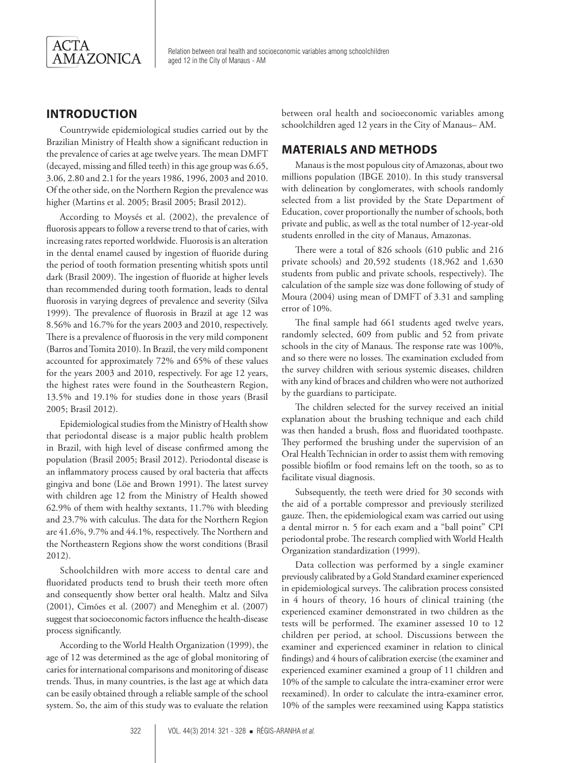## INTRODUCTION

Countrywide epidemiological studies carried out by the Brazilian Ministry of Health show a significant reduction in the prevalence of caries at age twelve years. The mean DMFT (decayed, missing and filled teeth) in this age group was 6.65, 3.06, 2.80 and 2.1 for the years 1986, 1996, 2003 and 2010. Of the other side, on the Northern Region the prevalence was higher (Martins et al. 2005; Brasil 2005; Brasil 2012).

According to Moysés et al. (2002), the prevalence of fluorosis appears to follow a reverse trend to that of caries, with increasing rates reported worldwide. Fluorosis is an alteration in the dental enamel caused by ingestion of fluoride during the period of tooth formation presenting whitish spots until dark (Brasil 2009). The ingestion of fluoride at higher levels than recommended during tooth formation, leads to dental fluorosis in varying degrees of prevalence and severity (Silva 1999). The prevalence of fluorosis in Brazil at age 12 was 8.56% and 16.7% for the years 2003 and 2010, respectively. There is a prevalence of fluorosis in the very mild component (Barros and Tomita 2010). In Brazil, the very mild component accounted for approximately 72% and 65% of these values for the years 2003 and 2010, respectively. For age 12 years, the highest rates were found in the Southeastern Region, 13.5% and 19.1% for studies done in those years (Brasil 2005; Brasil 2012).

Epidemiological studies from the Ministry of Health show that periodontal disease is a major public health problem in Brazil, with high level of disease confirmed among the population (Brasil 2005; Brasil 2012). Periodontal disease is an inflammatory process caused by oral bacteria that affects gingiva and bone (Löe and Brown 1991). The latest survey with children age 12 from the Ministry of Health showed 62.9% of them with healthy sextants, 11.7% with bleeding and 23.7% with calculus. The data for the Northern Region are 41.6%, 9.7% and 44.1%, respectively. The Northern and the Northeastern Regions show the worst conditions (Brasil 2012).

Schoolchildren with more access to dental care and fluoridated products tend to brush their teeth more often and consequently show better oral health. Maltz and Silva (2001), Cimões et al. (2007) and Meneghim et al. (2007) suggest that socioeconomic factors influence the health-disease process significantly.

According to the World Health Organization (1999), the age of 12 was determined as the age of global monitoring of caries for international comparisons and monitoring of disease trends. Thus, in many countries, is the last age at which data can be easily obtained through a reliable sample of the school system. So, the aim of this study was to evaluate the relation between oral health and socioeconomic variables among schoolchildren aged 12 years in the City of Manaus– AM.

## MATERIALS AND METHODS

Manaus is the most populous city of Amazonas, about two millions population (IBGE 2010). In this study transversal with delineation by conglomerates, with schools randomly selected from a list provided by the State Department of Education, cover proportionally the number of schools, both private and public, as well as the total number of 12-year-old students enrolled in the city of Manaus, Amazonas.

There were a total of 826 schools (610 public and 216 private schools) and 20,592 students (18,962 and 1,630 students from public and private schools, respectively). The calculation of the sample size was done following of study of Moura (2004) using mean of DMFT of 3.31 and sampling error of 10%.

The final sample had 661 students aged twelve years, randomly selected, 609 from public and 52 from private schools in the city of Manaus. The response rate was 100%, and so there were no losses. The examination excluded from the survey children with serious systemic diseases, children with any kind of braces and children who were not authorized by the guardians to participate.

The children selected for the survey received an initial explanation about the brushing technique and each child was then handed a brush, floss and fluoridated toothpaste. They performed the brushing under the supervision of an Oral Health Technician in order to assist them with removing possible biofilm or food remains left on the tooth, so as to facilitate visual diagnosis.

Subsequently, the teeth were dried for 30 seconds with the aid of a portable compressor and previously sterilized gauze. Then, the epidemiological exam was carried out using a dental mirror n. 5 for each exam and a "ball point" CPI periodontal probe. The research complied with World Health Organization standardization (1999).

Data collection was performed by a single examiner previously calibrated by a Gold Standard examiner experienced in epidemiological surveys. The calibration process consisted in 4 hours of theory, 16 hours of clinical training (the experienced examiner demonstrated in two children as the tests will be performed. The examiner assessed 10 to 12 children per period, at school. Discussions between the examiner and experienced examiner in relation to clinical findings) and 4 hours of calibration exercise (the examiner and experienced examiner examined a group of 11 children and 10% of the sample to calculate the intra-examiner error were reexamined). In order to calculate the intra-examiner error, 10% of the samples were reexamined using Kappa statistics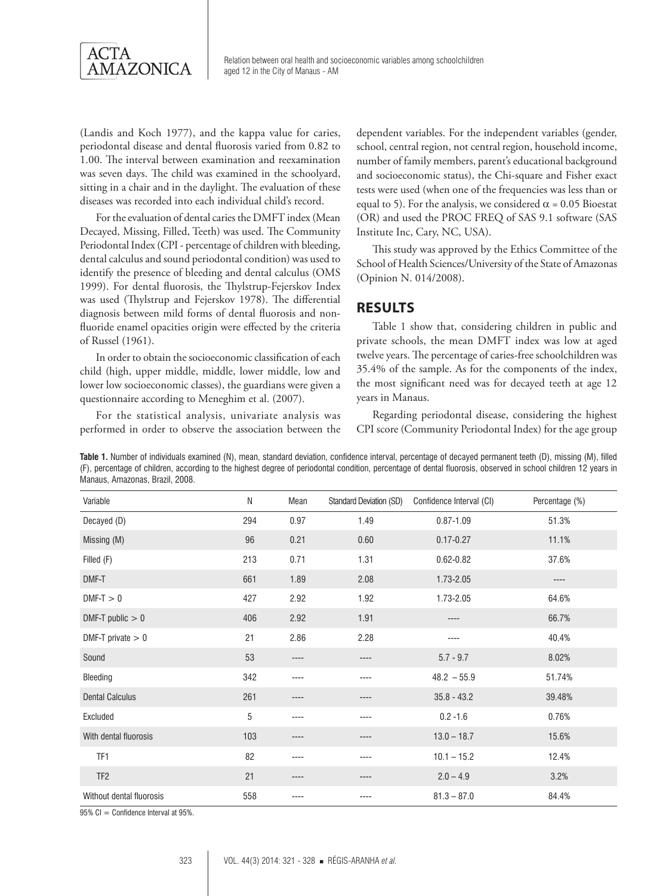(Landis and Koch 1977), and the kappa value for caries, periodontal disease and dental fluorosis varied from 0.82 to 1.00. The interval between examination and reexamination was seven days. The child was examined in the schoolyard, sitting in a chair and in the daylight. The evaluation of these diseases was recorded into each individual child's record.

For the evaluation of dental caries the DMFT index (Mean Decayed, Missing, Filled, Teeth) was used. The Community Periodontal Index (CPI - percentage of children with bleeding, dental calculus and sound periodontal condition) was used to identify the presence of bleeding and dental calculus (OMS 1999). For dental fluorosis, the Thylstrup-Fejerskov Index was used (Thylstrup and Fejerskov 1978). The differential diagnosis between mild forms of dental fluorosis and non-fluoride enamel opacities origin were effected by the criteria of Russel (1961).

In order to obtain the socioeconomic classification of each child (high, upper middle, middle, lower middle, low and lower low socioeconomic classes), the guardians were given a questionnaire according to Meneghim et al. (2007).

For the statistical analysis, univariate analysis was performed in order to observe the association between the dependent variables. For the independent variables (gender, school, central region, not central region, household income, number of family members, parent's educational background and socioeconomic status), the Chi-square and Fisher exact tests were used (when one of the frequencies was less than or equal to 5). For the analysis, we considered $\alpha = 0.05$ Bioestat (OR) and used the PROC FREQ of SAS 9.1 software (SAS Institute Inc, Cary, NC, USA).

This study was approved by the Ethics Committee of the School of Health Sciences/University of the State of Amazonas (Opinion N. 014/2008).

## RESULTS

Table 1 show that, considering children in public and private schools, the mean DMFT index was low at aged twelve years. The percentage of caries-free schoolchildren was 35.4% of the sample. As for the components of the index, the most significant need was for decayed teeth at age 12 years in Manaus.

Regarding periodontal disease, considering the highest CPI score (Community Periodontal Index) for the age group

**Table 1.** Number of individuals examined (N), mean, standard deviation, confidence interval, percentage of decayed permanent teeth (D), missing (M), filled (F), percentage of children, according to the highest degree of periodontal condition, percentage of dental fluorosis, observed in school children 12 years in Manaus, Amazonas, Brazil, 2008.

| Variable | N | Mean | Standard Deviation (SD) | Confidence Interval (CI) | Percentage (%) |
|---|---|---|---|---|---|
| Decayed (D) | 294 | 0.97 | 1.49 | 0.87-1.09 | 51.3% |
| Missing (M) | 96 | 0.21 | 0.60 | 0.17-0.27 | 11.1% |
| Filled (F) | 213 | 0.71 | 1.31 | 0.62-0.82 | 37.6% |
| DMF-T | 661 | 1.89 | 2.08 | 1.73-2.05 | ---- |
| DMF-T > 0 | 427 | 2.92 | 1.92 | 1.73-2.05 | 64.6% |
| DMF-T public > 0 | 406 | 2.92 | 1.91 | ---- | 66.7% |
| DMF-T private > 0 | 21 | 2.86 | 2.28 | ---- | 40.4% |
| Sound | 53 | ---- | ---- | 5.7 - 9.7 | 8.02% |
| Bleeding | 342 | ---- | ---- | 48.2 – 55.9 | 51.74% |
| Dental Calculus | 261 | ---- | ---- | 35.8 - 43.2 | 39.48% |
| Excluded | 5 | ---- | ---- | 0.2 -1.6 | 0.76% |
| With dental fluorosis | 103 | ---- | ---- | 13.0 – 18.7 | 15.6% |
| TF1 | 82 | ---- | ---- | 10.1 – 15.2 | 12.4% |
| TF2 | 21 | ---- | ---- | 2.0 – 4.9 | 3.2% |
| Without dental fluorosis | 558 | ---- | ---- | 81.3 – 87.0 | 84.4% |

95% CI = Confidence Interval at 95%.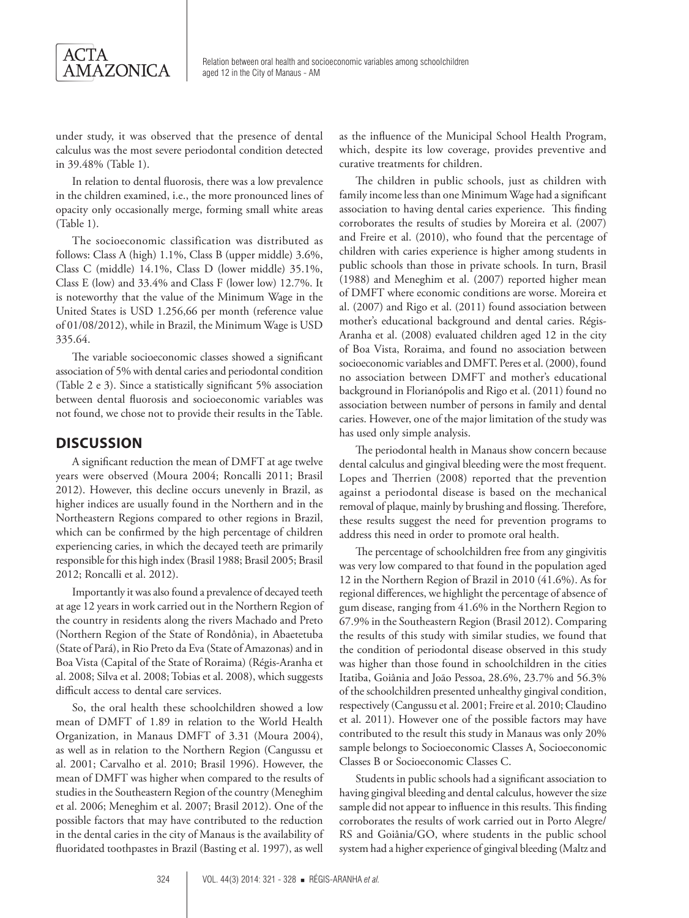under study, it was observed that the presence of dental calculus was the most severe periodontal condition detected in 39.48% (Table 1).

In relation to dental fluorosis, there was a low prevalence in the children examined, i.e., the more pronounced lines of opacity only occasionally merge, forming small white areas (Table 1).

The socioeconomic classification was distributed as follows: Class A (high) 1.1%, Class B (upper middle) 3.6%, Class C (middle) 14.1%, Class D (lower middle) 35.1%, Class E (low) and 33.4% and Class F (lower low) 12.7%. It is noteworthy that the value of the Minimum Wage in the United States is USD 1.256,66 per month (reference value of 01/08/2012), while in Brazil, the Minimum Wage is USD 335.64.

The variable socioeconomic classes showed a significant association of 5% with dental caries and periodontal condition (Table 2 e 3). Since a statistically significant 5% association between dental fluorosis and socioeconomic variables was not found, we chose not to provide their results in the Table.

## DISCUSSION

A significant reduction the mean of DMFT at age twelve years were observed (Moura 2004; Roncalli 2011; Brasil 2012). However, this decline occurs unevenly in Brazil, as higher indices are usually found in the Northern and in the Northeastern Regions compared to other regions in Brazil, which can be confirmed by the high percentage of children experiencing caries, in which the decayed teeth are primarily responsible for this high index (Brasil 1988; Brasil 2005; Brasil 2012; Roncalli et al. 2012).

Importantly it was also found a prevalence of decayed teeth at age 12 years in work carried out in the Northern Region of the country in residents along the rivers Machado and Preto (Northern Region of the State of Rondônia), in Abaetetuba (State of Pará), in Rio Preto da Eva (State of Amazonas) and in Boa Vista (Capital of the State of Roraima) (Régis-Aranha et al. 2008; Silva et al. 2008; Tobias et al. 2008), which suggests difficult access to dental care services.

So, the oral health these schoolchildren showed a low mean of DMFT of 1.89 in relation to the World Health Organization, in Manaus DMFT of 3.31 (Moura 2004), as well as in relation to the Northern Region (Cangussu et al. 2001; Carvalho et al. 2010; Brasil 1996). However, the mean of DMFT was higher when compared to the results of studies in the Southeastern Region of the country (Meneghim et al. 2006; Meneghim et al. 2007; Brasil 2012). One of the possible factors that may have contributed to the reduction in the dental caries in the city of Manaus is the availability of fluoridated toothpastes in Brazil (Basting et al. 1997), as well as the influence of the Municipal School Health Program, which, despite its low coverage, provides preventive and curative treatments for children.

The children in public schools, just as children with family income less than one Minimum Wage had a significant association to having dental caries experience. This finding corroborates the results of studies by Moreira et al. (2007) and Freire et al. (2010), who found that the percentage of children with caries experience is higher among students in public schools than those in private schools. In turn, Brasil (1988) and Meneghim et al. (2007) reported higher mean of DMFT where economic conditions are worse. Moreira et al. (2007) and Rigo et al. (2011) found association between mother's educational background and dental caries. Régis-Aranha et al. (2008) evaluated children aged 12 in the city of Boa Vista, Roraima, and found no association between socioeconomic variables and DMFT. Peres et al. (2000), found no association between DMFT and mother's educational background in Florianópolis and Rigo et al. (2011) found no association between number of persons in family and dental caries. However, one of the major limitation of the study was has used only simple analysis.

The periodontal health in Manaus show concern because dental calculus and gingival bleeding were the most frequent. Lopes and Therrien (2008) reported that the prevention against a periodontal disease is based on the mechanical removal of plaque, mainly by brushing and flossing. Therefore, these results suggest the need for prevention programs to address this need in order to promote oral health.

The percentage of schoolchildren free from any gingivitis was very low compared to that found in the population aged 12 in the Northern Region of Brazil in 2010 (41.6%). As for regional differences, we highlight the percentage of absence of gum disease, ranging from 41.6% in the Northern Region to 67.9% in the Southeastern Region (Brasil 2012). Comparing the results of this study with similar studies, we found that the condition of periodontal disease observed in this study was higher than those found in schoolchildren in the cities Itatiba, Goiânia and João Pessoa, 28.6%, 23.7% and 56.3% of the schoolchildren presented unhealthy gingival condition, respectively (Cangussu et al. 2001; Freire et al. 2010; Claudino et al. 2011). However one of the possible factors may have contributed to the result this study in Manaus was only 20% sample belongs to Socioeconomic Classes A, Socioeconomic Classes B or Socioeconomic Classes C.

Students in public schools had a significant association to having gingival bleeding and dental calculus, however the size sample did not appear to influence in this results. This finding corroborates the results of work carried out in Porto Alegre/RS and Goiânia/GO, where students in the public school system had a higher experience of gingival bleeding (Maltz and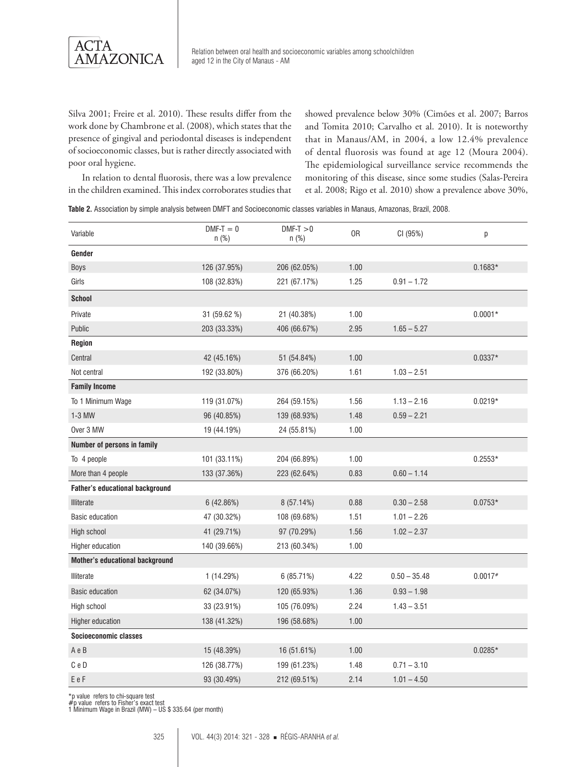Silva 2001; Freire et al. 2010). These results differ from the work done by Chambrone et al. (2008), which states that the presence of gingival and periodontal diseases is independent of socioeconomic classes, but is rather directly associated with poor oral hygiene.

In relation to dental fluorosis, there was a low prevalence in the children examined. This index corroborates studies that showed prevalence below 30% (Cimões et al. 2007; Barros and Tomita 2010; Carvalho et al. 2010). It is noteworthy that in Manaus/AM, in 2004, a low 12.4% prevalence of dental fluorosis was found at age 12 (Moura 2004). The epidemiological surveillance service recommends the monitoring of this disease, since some studies (Salas-Pereira et al. 2008; Rigo et al. 2010) show a prevalence above 30%,

**Table 2.** Association by simple analysis between DMFT and Socioeconomic classes variables in Manaus, Amazonas, Brazil, 2008.

| Variable | DMF-T = 0 n (%) | DMF-T >0 n (%) | OR | CI (95%) | p |
|---|---|---|---|---|---|
| **Gender** | | | | | |
| Boys | 126 (37.95%) | 206 (62.05%) | 1.00 | | 0.1683* |
| Girls | 108 (32.83%) | 221 (67.17%) | 1.25 | 0.91 – 1.72 | |
| **School** | | | | | |
| Private | 31 (59.62 %) | 21 (40.38%) | 1.00 | | 0.0001* |
| Public | 203 (33.33%) | 406 (66.67%) | 2.95 | 1.65 – 5.27 | |
| **Region** | | | | | |
| Central | 42 (45.16%) | 51 (54.84%) | 1.00 | | 0.0337* |
| Not central | 192 (33.80%) | 376 (66.20%) | 1.61 | 1.03 – 2.51 | |
| **Family Income** | | | | | |
| To 1 Minimum Wage | 119 (31.07%) | 264 (59.15%) | 1.56 | 1.13 – 2.16 | 0.0219* |
| 1-3 MW | 96 (40.85%) | 139 (68.93%) | 1.48 | 0.59 – 2.21 | |
| Over 3 MW | 19 (44.19%) | 24 (55.81%) | 1.00 | | |
| **Number of persons in family** | | | | | |
| To 4 people | 101 (33.11%) | 204 (66.89%) | 1.00 | | 0.2553* |
| More than 4 people | 133 (37.36%) | 223 (62.64%) | 0.83 | 0.60 – 1.14 | |
| **Father's educational background** | | | | | |
| Illiterate | 6 (42.86%) | 8 (57.14%) | 0.88 | 0.30 – 2.58 | 0.0753* |
| Basic education | 47 (30.32%) | 108 (69.68%) | 1.51 | 1.01 – 2.26 | |
| High school | 41 (29.71%) | 97 (70.29%) | 1.56 | 1.02 – 2.37 | |
| Higher education | 140 (39.66%) | 213 (60.34%) | 1.00 | | |
| **Mother's educational background** | | | | | |
| Illiterate | 1 (14.29%) | 6 (85.71%) | 4.22 | 0.50 – 35.48 | 0.0017# |
| Basic education | 62 (34.07%) | 120 (65.93%) | 1.36 | 0.93 – 1.98 | |
| High school | 33 (23.91%) | 105 (76.09%) | 2.24 | 1.43 – 3.51 | |
| Higher education | 138 (41.32%) | 196 (58.68%) | 1.00 | | |
| **Socioeconomic classes** | | | | | |
| A e B | 15 (48.39%) | 16 (51.61%) | 1.00 | | 0.0285* |
| C e D | 126 (38.77%) | 199 (61.23%) | 1.48 | 0.71 – 3.10 | |
| E e F | 93 (30.49%) | 212 (69.51%) | 2.14 | 1.01 – 4.50 | |

*p value refers to chi-square test
#p value refers to Fisher's exact test
1 Minimum Wage in Brazil (MW) – US $ 335.64 (per month)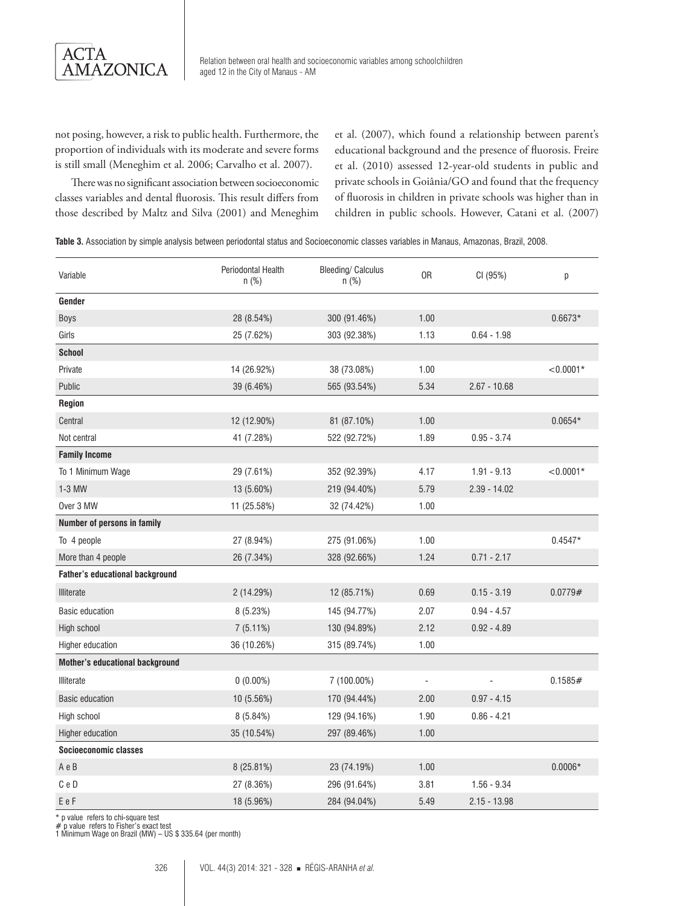not posing, however, a risk to public health. Furthermore, the proportion of individuals with its moderate and severe forms is still small (Meneghim et al. 2006; Carvalho et al. 2007).

There was no significant association between socioeconomic classes variables and dental fluorosis. This result differs from those described by Maltz and Silva (2001) and Meneghim et al. (2007), which found a relationship between parent's educational background and the presence of fluorosis. Freire et al. (2010) assessed 12-year-old students in public and private schools in Goiânia/GO and found that the frequency of fluorosis in children in private schools was higher than in children in public schools. However, Catani et al. (2007)

**Table 3.** Association by simple analysis between periodontal status and Socioeconomic classes variables in Manaus, Amazonas, Brazil, 2008.

| Variable | Periodontal Health n (%) | Bleeding/ Calculus n (%) | OR | CI (95%) | p |
|---|---|---|---|---|---|
| **Gender** | | | | | |
| Boys | 28 (8.54%) | 300 (91.46%) | 1.00 | | 0.6673* |
| Girls | 25 (7.62%) | 303 (92.38%) | 1.13 | 0.64 - 1.98 | |
| **School** | | | | | |
| Private | 14 (26.92%) | 38 (73.08%) | 1.00 | | <0.0001* |
| Public | 39 (6.46%) | 565 (93.54%) | 5.34 | 2.67 - 10.68 | |
| **Region** | | | | | |
| Central | 12 (12.90%) | 81 (87.10%) | 1.00 | | 0.0654* |
| Not central | 41 (7.28%) | 522 (92.72%) | 1.89 | 0.95 - 3.74 | |
| **Family Income** | | | | | |
| To 1 Minimum Wage | 29 (7.61%) | 352 (92.39%) | 4.17 | 1.91 - 9.13 | <0.0001* |
| 1-3 MW | 13 (5.60%) | 219 (94.40%) | 5.79 | 2.39 - 14.02 | |
| Over 3 MW | 11 (25.58%) | 32 (74.42%) | 1.00 | | |
| **Number of persons in family** | | | | | |
| To 4 people | 27 (8.94%) | 275 (91.06%) | 1.00 | | 0.4547* |
| More than 4 people | 26 (7.34%) | 328 (92.66%) | 1.24 | 0.71 - 2.17 | |
| **Father's educational background** | | | | | |
| Illiterate | 2 (14.29%) | 12 (85.71%) | 0.69 | 0.15 - 3.19 | 0.0779# |
| Basic education | 8 (5.23%) | 145 (94.77%) | 2.07 | 0.94 - 4.57 | |
| High school | 7 (5.11%) | 130 (94.89%) | 2.12 | 0.92 - 4.89 | |
| Higher education | 36 (10.26%) | 315 (89.74%) | 1.00 | | |
| **Mother's educational background** | | | | | |
| Illiterate | 0 (0.00%) | 7 (100.00%) | - | - | 0.1585# |
| Basic education | 10 (5.56%) | 170 (94.44%) | 2.00 | 0.97 - 4.15 | |
| High school | 8 (5.84%) | 129 (94.16%) | 1.90 | 0.86 - 4.21 | |
| Higher education | 35 (10.54%) | 297 (89.46%) | 1.00 | | |
| **Socioeconomic classes** | | | | | |
| A e B | 8 (25.81%) | 23 (74.19%) | 1.00 | | 0.0006* |
| C e D | 27 (8.36%) | 296 (91.64%) | 3.81 | 1.56 - 9.34 | |
| E e F | 18 (5.96%) | 284 (94.04%) | 5.49 | 2.15 - 13.98 | |

\* p value refers to chi-square test
# p value refers to Fisher's exact test
1 Minimum Wage on Brazil (MW) – US $ 335.64 (per month)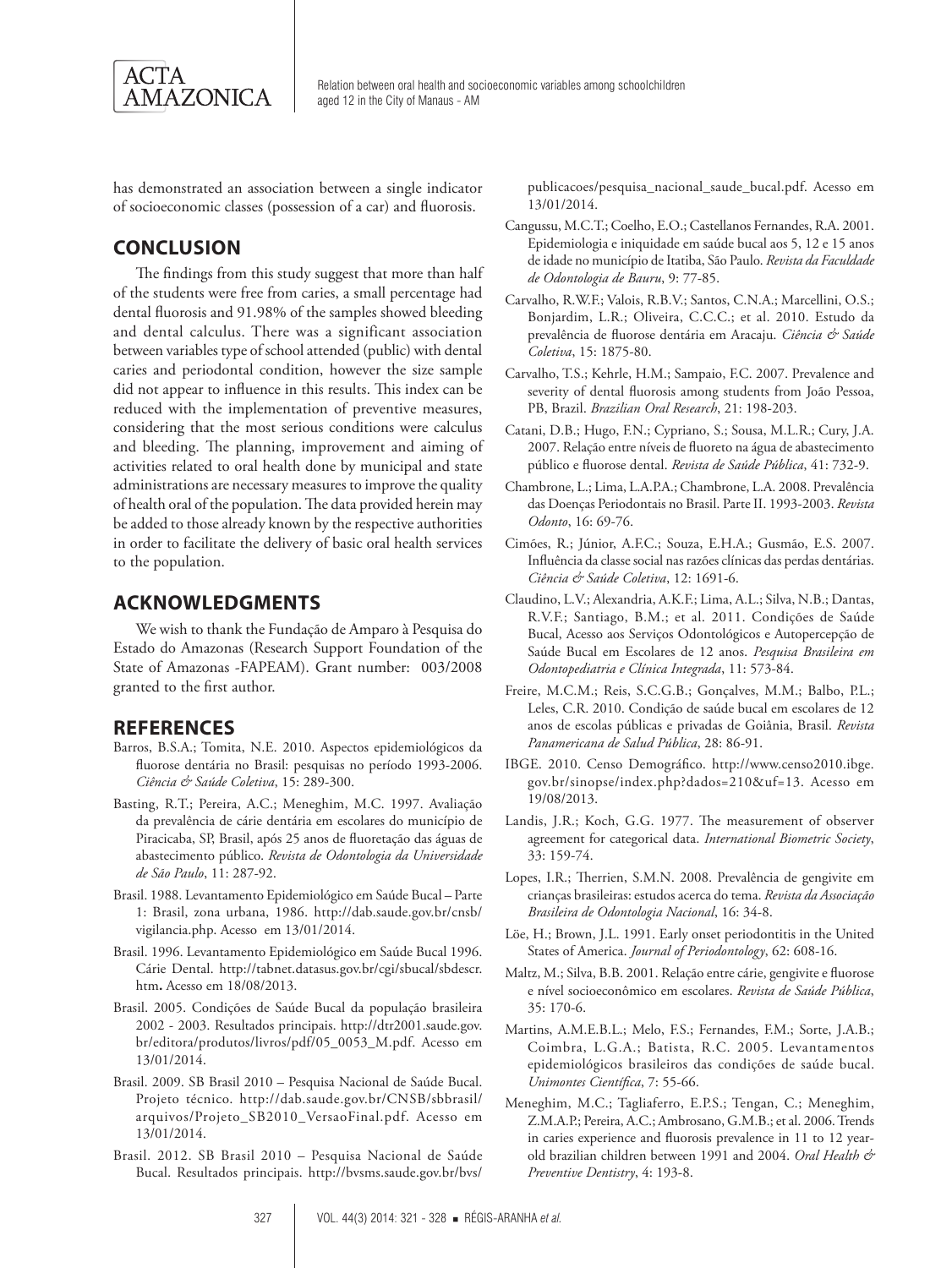has demonstrated an association between a single indicator of socioeconomic classes (possession of a car) and fluorosis.

## CONCLUSION

The findings from this study suggest that more than half of the students were free from caries, a small percentage had dental fluorosis and 91.98% of the samples showed bleeding and dental calculus. There was a significant association between variables type of school attended (public) with dental caries and periodontal condition, however the size sample did not appear to influence in this results. This index can be reduced with the implementation of preventive measures, considering that the most serious conditions were calculus and bleeding. The planning, improvement and aiming of activities related to oral health done by municipal and state administrations are necessary measures to improve the quality of health oral of the population. The data provided herein may be added to those already known by the respective authorities in order to facilitate the delivery of basic oral health services to the population.

## ACKNOWLEDGMENTS

We wish to thank the Fundação de Amparo à Pesquisa do Estado do Amazonas (Research Support Foundation of the State of Amazonas -FAPEAM). Grant number: 003/2008 granted to the first author.

## REFERENCES

Barros, B.S.A.; Tomita, N.E. 2010. Aspectos epidemiológicos da fluorose dentária no Brasil: pesquisas no período 1993-2006. *Ciência & Saúde Coletiva*, 15: 289-300.

Basting, R.T.; Pereira, A.C.; Meneghim, M.C. 1997. Avaliação da prevalência de cárie dentária em escolares do município de Piracicaba, SP, Brasil, após 25 anos de fluoretação das águas de abastecimento público. *Revista de Odontologia da Universidade de São Paulo*, 11: 287-92.

Brasil. 1988. Levantamento Epidemiológico em Saúde Bucal – Parte 1: Brasil, zona urbana, 1986. http://dab.saude.gov.br/cnsb/vigilancia.php. Acesso em 13/01/2014.

Brasil. 1996. Levantamento Epidemiológico em Saúde Bucal 1996. Cárie Dental. http://tabnet.datasus.gov.br/cgi/sbucal/sbdescr.htm**.** Acesso em 18/08/2013.

Brasil. 2005. Condições de Saúde Bucal da população brasileira 2002 - 2003. Resultados principais. http://dtr2001.saude.gov.br/editora/produtos/livros/pdf/05_0053_M.pdf. Acesso em 13/01/2014.

Brasil. 2009. SB Brasil 2010 – Pesquisa Nacional de Saúde Bucal. Projeto técnico. http://dab.saude.gov.br/CNSB/sbbrasil/arquivos/Projeto_SB2010_VersaoFinal.pdf. Acesso em 13/01/2014.

Brasil. 2012. SB Brasil 2010 – Pesquisa Nacional de Saúde Bucal. Resultados principais. http://bvsms.saude.gov.br/bvs/publicacoes/pesquisa_nacional_saude_bucal.pdf. Acesso em 13/01/2014.

Cangussu, M.C.T.; Coelho, E.O.; Castellanos Fernandes, R.A. 2001. Epidemiologia e iniquidade em saúde bucal aos 5, 12 e 15 anos de idade no município de Itatiba, São Paulo. *Revista da Faculdade de Odontologia de Bauru*, 9: 77-85.

Carvalho, R.W.F.; Valois, R.B.V.; Santos, C.N.A.; Marcellini, O.S.; Bonjardim, L.R.; Oliveira, C.C.C.; et al. 2010. Estudo da prevalência de fluorose dentária em Aracaju. *Ciência & Saúde Coletiva*, 15: 1875-80.

Carvalho, T.S.; Kehrle, H.M.; Sampaio, F.C. 2007. Prevalence and severity of dental fluorosis among students from João Pessoa, PB, Brazil. *Brazilian Oral Research*, 21: 198-203.

Catani, D.B.; Hugo, F.N.; Cypriano, S.; Sousa, M.L.R.; Cury, J.A. 2007. Relação entre níveis de fluoreto na água de abastecimento público e fluorose dental. *Revista de Saúde Pública*, 41: 732-9.

Chambrone, L.; Lima, L.A.P.A.; Chambrone, L.A. 2008. Prevalência das Doenças Periodontais no Brasil. Parte II. 1993-2003. *Revista Odonto*, 16: 69-76.

Cimões, R.; Júnior, A.F.C.; Souza, E.H.A.; Gusmão, E.S. 2007. Influência da classe social nas razões clínicas das perdas dentárias. *Ciência & Saúde Coletiva*, 12: 1691-6.

Claudino, L.V.; Alexandria, A.K.F.; Lima, A.L.; Silva, N.B.; Dantas, R.V.F.; Santiago, B.M.; et al. 2011. Condições de Saúde Bucal, Acesso aos Serviços Odontológicos e Autopercepção de Saúde Bucal em Escolares de 12 anos. *Pesquisa Brasileira em Odontopediatria e Clínica Integrada*, 11: 573-84.

Freire, M.C.M.; Reis, S.C.G.B.; Gonçalves, M.M.; Balbo, P.L.; Leles, C.R. 2010. Condição de saúde bucal em escolares de 12 anos de escolas públicas e privadas de Goiânia, Brasil. *Revista Panamericana de Salud Pública*, 28: 86-91.

IBGE. 2010. Censo Demográfico. http://www.censo2010.ibge.gov.br/sinopse/index.php?dados=210&uf=13. Acesso em 19/08/2013.

Landis, J.R.; Koch, G.G. 1977. The measurement of observer agreement for categorical data. *International Biometric Society*, 33: 159-74.

Lopes, I.R.; Therrien, S.M.N. 2008. Prevalência de gengivite em crianças brasileiras: estudos acerca do tema. *Revista da Associação Brasileira de Odontologia Nacional*, 16: 34-8.

Löe, H.; Brown, J.L. 1991. Early onset periodontitis in the United States of America. *Journal of Periodontology*, 62: 608-16.

Maltz, M.; Silva, B.B. 2001. Relação entre cárie, gengivite e fluorose e nível socioeconômico em escolares. *Revista de Saúde Pública*, 35: 170-6.

Martins, A.M.E.B.L.; Melo, F.S.; Fernandes, F.M.; Sorte, J.A.B.; Coimbra, L.G.A.; Batista, R.C. 2005. Levantamentos epidemiológicos brasileiros das condições de saúde bucal. *Unimontes Científica*, 7: 55-66.

Meneghim, M.C.; Tagliaferro, E.P.S.; Tengan, C.; Meneghim, Z.M.A.P.; Pereira, A.C.; Ambrosano, G.M.B.; et al. 2006. Trends in caries experience and fluorosis prevalence in 11 to 12 year-old brazilian children between 1991 and 2004. *Oral Health & Preventive Dentistry*, 4: 193-8.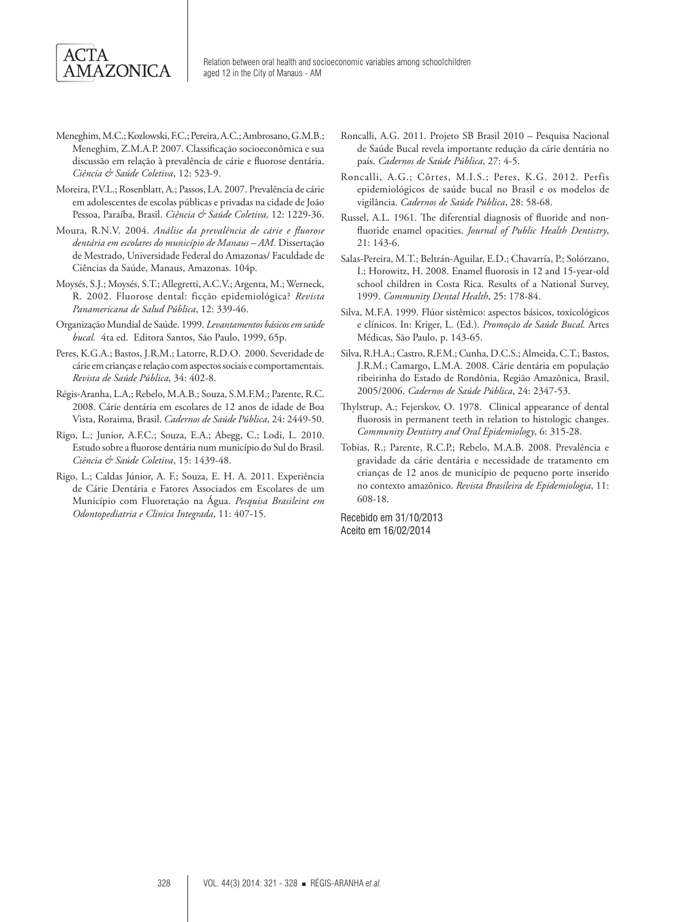Meneghim, M.C.; Kozlowski, F.C.; Pereira, A.C.; Ambrosano, G.M.B.; Meneghim, Z.M.A.P. 2007. Classificação socioeconômica e sua discussão em relação à prevalência de cárie e fluorose dentária. *Ciência & Saúde Coletiva*, 12: 523-9.

Moreira, P.V.L.; Rosenblatt, A.; Passos, I.A. 2007. Prevalência de cárie em adolescentes de escolas públicas e privadas na cidade de João Pessoa, Paraíba, Brasil. *Ciência & Saúde Coletiva,* 12: 1229-36.

Moura, R.N.V. 2004. *Análise da prevalência de cárie e fluorose dentária em escolares do município de Manaus – AM.* Dissertação de Mestrado, Universidade Federal do Amazonas/ Faculdade de Ciências da Saúde, Manaus, Amazonas. 104p.

Moysés, S.J.; Moysés, S.T.; Allegretti, A.C.V.; Argenta, M.; Werneck, R. 2002. Fluorose dental: ficção epidemiológica? *Revista Panamericana de Salud Pública*, 12: 339-46.

Organização Mundial de Saúde. 1999. *Levantamentos básicos em saúde bucal.* 4ta ed. Editora Santos, São Paulo, 1999, 65p.

Peres, K.G.A.; Bastos, J.R.M.; Latorre, R.D.O. 2000. Severidade de cárie em crianças e relação com aspectos sociais e comportamentais. *Revista de Saúde Pública*, 34: 402-8.

Régis-Aranha, L.A.; Rebelo, M.A.B.; Souza, S.M.F.M.; Parente, R.C. 2008. Cárie dentária em escolares de 12 anos de idade de Boa Vista, Roraima, Brasil. *Cadernos de Saúde Pública*, 24: 2449-50.

Rigo, L.; Junior, A.F.C.; Souza, E.A.; Abegg, C.; Lodi, L. 2010. Estudo sobre a fluorose dentária num município do Sul do Brasil. *Ciência & Saúde Coletiva*, 15: 1439-48.

Rigo, L.; Caldas Júnior, A. F.; Souza, E. H. A. 2011. Experiência de Cárie Dentária e Fatores Associados em Escolares de um Município com Fluoretação na Água. *Pesquisa Brasileira em Odontopediatria e Clinica Integrada*, 11: 407-15.

Roncalli, A.G. 2011. Projeto SB Brasil 2010 – Pesquisa Nacional de Saúde Bucal revela importante redução da cárie dentária no país. *Cadernos de Saúde Pública*, 27: 4-5.

Roncalli, A.G.; Côrtes, M.I.S.; Peres, K.G. 2012. Perfis epidemiológicos de saúde bucal no Brasil e os modelos de vigilância. *Cadernos de Saúde Pública*, 28: 58-68.

Russel, A.L. 1961. The diferential diagnosis of fluoride and non-fluoride enamel opacities. *Journal of Public Health Dentistry*, 21: 143-6.

Salas-Pereira, M.T.; Beltrán-Aguilar, E.D.; Chavarría, P.; Solórzano, I.; Horowitz, H. 2008. Enamel fluorosis in 12 and 15-year-old school children in Costa Rica. Results of a National Survey, 1999. *Community Dental Health*, 25: 178-84.

Silva, M.F.A. 1999. Flúor sistêmico: aspectos básicos, toxicológicos e clínicos. In: Kriger, L. (Ed.). *Promoção de Saúde Bucal.* Artes Médicas, São Paulo, p. 143-65.

Silva, R.H.A.; Castro, R.F.M.; Cunha, D.C.S.; Almeida, C.T.; Bastos, J.R.M.; Camargo, L.M.A. 2008. Cárie dentária em população ribeirinha do Estado de Rondônia, Região Amazônica, Brasil, 2005/2006. *Cadernos de Saúde Pública*, 24: 2347-53.

Thylstrup, A.; Fejerskov, O. 1978. Clinical appearance of dental fluorosis in permanent teeth in relation to histologic changes. *Community Dentistry and Oral Epidemiology*, 6: 315-28.

Tobias, R.; Parente, R.C.P.; Rebelo, M.A.B. 2008. Prevalência e gravidade da cárie dentária e necessidade de tratamento em crianças de 12 anos de município de pequeno porte inserido no contexto amazônico. *Revista Brasileira de Epidemiologia*, 11: 608-18.

Recebido em 31/10/2013
Aceito em 16/02/2014